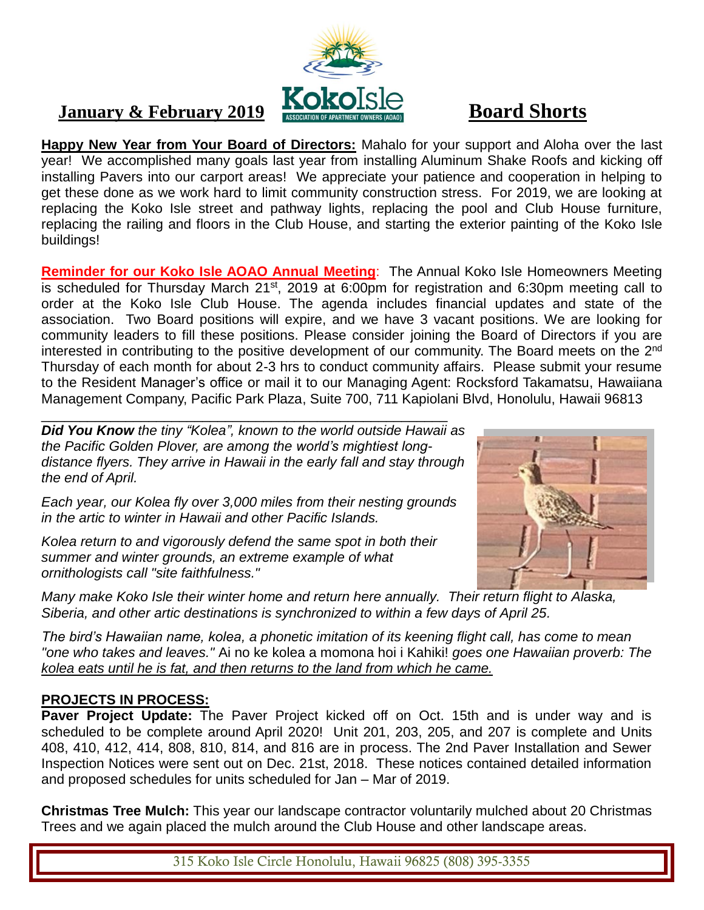# January & February 2019 — Koko Isle Association of Apartment Owners (AOAO) — Board Shorts

**Happy New Year from Your Board of Directors:** Mahalo for your support and Aloha over the last year! We accomplished many goals last year from installing Aluminum Shake Roofs and kicking off installing Pavers into our carport areas! We appreciate your patience and cooperation in helping to get these done as we work hard to limit community construction stress. For 2019, we are looking at replacing the Koko Isle street and pathway lights, replacing the pool and Club House furniture, replacing the railing and floors in the Club House, and starting the exterior painting of the Koko Isle buildings!

**Reminder for our Koko Isle AOAO Annual Meeting**: The Annual Koko Isle Homeowners Meeting is scheduled for Thursday March 21st, 2019 at 6:00pm for registration and 6:30pm meeting call to order at the Koko Isle Club House. The agenda includes financial updates and state of the association. Two Board positions will expire, and we have 3 vacant positions. We are looking for community leaders to fill these positions. Please consider joining the Board of Directors if you are interested in contributing to the positive development of our community. The Board meets on the 2nd Thursday of each month for about 2-3 hrs to conduct community affairs. Please submit your resume to the Resident Manager's office or mail it to our Managing Agent: Rocksford Takamatsu, Hawaiiana Management Company, Pacific Park Plaza, Suite 700, 711 Kapiolani Blvd, Honolulu, Hawaii 96813

---

***Did You Know** the tiny "Kolea", known to the world outside Hawaii as the Pacific Golden Plover, are among the world's mightiest long-distance flyers. They arrive in Hawaii in the early fall and stay through the end of April.*

*Each year, our Kolea fly over 3,000 miles from their nesting grounds in the artic to winter in Hawaii and other Pacific Islands.*

*Kolea return to and vigorously defend the same spot in both their summer and winter grounds, an extreme example of what ornithologists call "site faithfulness."*

*Many make Koko Isle their winter home and return here annually. Their return flight to Alaska, Siberia, and other artic destinations is synchronized to within a few days of April 25.*

*The bird's Hawaiian name, kolea, a phonetic imitation of its keening flight call, has come to mean "one who takes and leaves."* Ai no ke kolea a momona hoi i Kahiki! *goes one Hawaiian proverb: The kolea eats until he is fat, and then returns to the land from which he came.*

**PROJECTS IN PROCESS:**

**Paver Project Update:** The Paver Project kicked off on Oct. 15th and is under way and is scheduled to be complete around April 2020! Unit 201, 203, 205, and 207 is complete and Units 408, 410, 412, 414, 808, 810, 814, and 816 are in process. The 2nd Paver Installation and Sewer Inspection Notices were sent out on Dec. 21st, 2018. These notices contained detailed information and proposed schedules for units scheduled for Jan – Mar of 2019.

**Christmas Tree Mulch:** This year our landscape contractor voluntarily mulched about 20 Christmas Trees and we again placed the mulch around the Club House and other landscape areas.

315 Koko Isle Circle Honolulu, Hawaii 96825 (808) 395-3355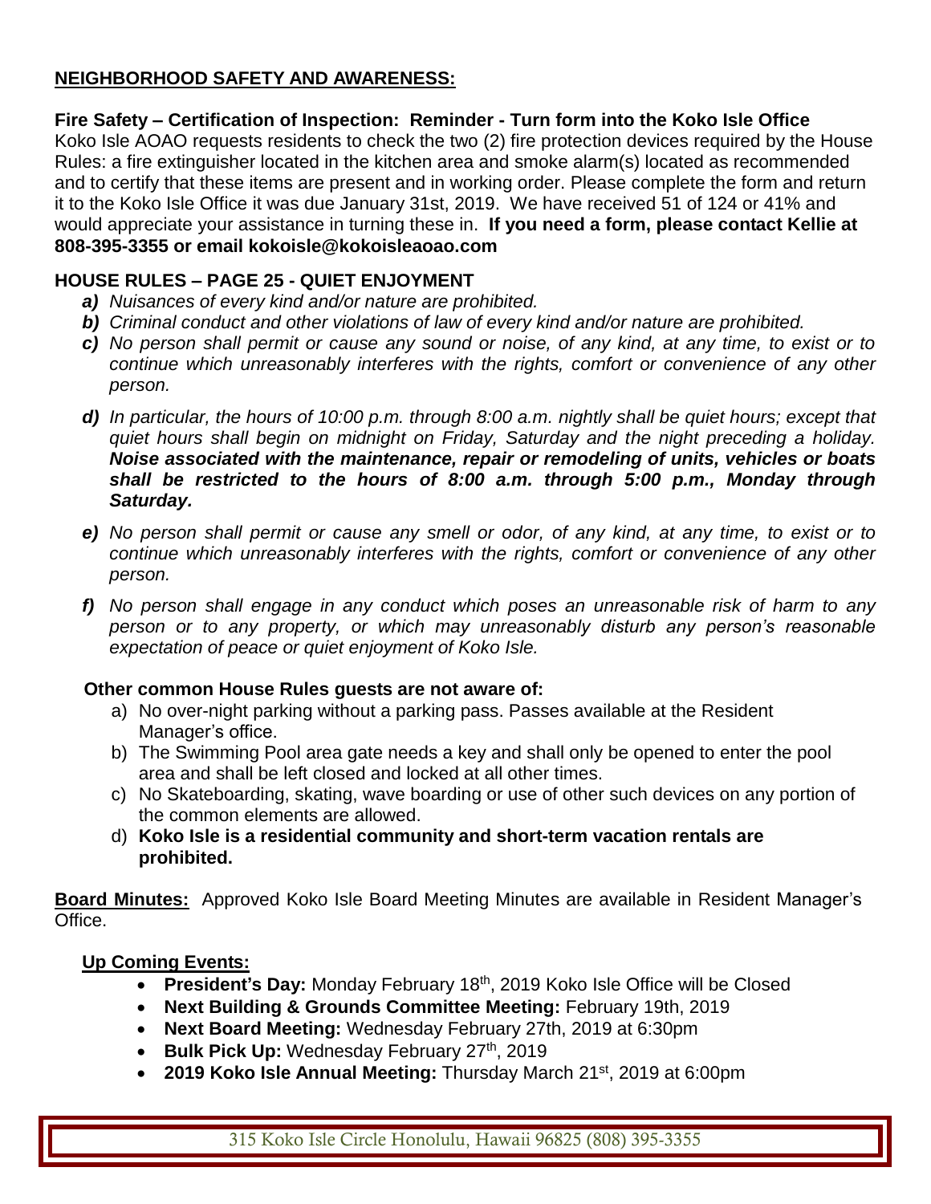## NEIGHBORHOOD SAFETY AND AWARENESS:

**Fire Safety – Certification of Inspection: Reminder - Turn form into the Koko Isle Office**
Koko Isle AOAO requests residents to check the two (2) fire protection devices required by the House Rules: a fire extinguisher located in the kitchen area and smoke alarm(s) located as recommended and to certify that these items are present and in working order. Please complete the form and return it to the Koko Isle Office it was due January 31st, 2019. We have received 51 of 124 or 41% and would appreciate your assistance in turning these in. **If you need a form, please contact Kellie at 808-395-3355 or email kokoisle@kokoisleaoao.com**

### HOUSE RULES – PAGE 25 - QUIET ENJOYMENT

***a)*** *Nuisances of every kind and/or nature are prohibited.*

***b)*** *Criminal conduct and other violations of law of every kind and/or nature are prohibited.*

***c)*** *No person shall permit or cause any sound or noise, of any kind, at any time, to exist or to continue which unreasonably interferes with the rights, comfort or convenience of any other person.*

***d)*** *In particular, the hours of 10:00 p.m. through 8:00 a.m. nightly shall be quiet hours; except that quiet hours shall begin on midnight on Friday, Saturday and the night preceding a holiday.* ***Noise associated with the maintenance, repair or remodeling of units, vehicles or boats shall be restricted to the hours of 8:00 a.m. through 5:00 p.m., Monday through Saturday.***

***e)*** *No person shall permit or cause any smell or odor, of any kind, at any time, to exist or to continue which unreasonably interferes with the rights, comfort or convenience of any other person.*

***f)*** *No person shall engage in any conduct which poses an unreasonable risk of harm to any person or to any property, or which may unreasonably disturb any person's reasonable expectation of peace or quiet enjoyment of Koko Isle.*

**Other common House Rules guests are not aware of:**

a) No over-night parking without a parking pass. Passes available at the Resident Manager's office.
b) The Swimming Pool area gate needs a key and shall only be opened to enter the pool area and shall be left closed and locked at all other times.
c) No Skateboarding, skating, wave boarding or use of other such devices on any portion of the common elements are allowed.
d) **Koko Isle is a residential community and short-term vacation rentals are prohibited.**

**Board Minutes:** Approved Koko Isle Board Meeting Minutes are available in Resident Manager's Office.

**Up Coming Events:**

- **President's Day:** Monday February 18th, 2019 Koko Isle Office will be Closed
- **Next Building & Grounds Committee Meeting:** February 19th, 2019
- **Next Board Meeting:** Wednesday February 27th, 2019 at 6:30pm
- **Bulk Pick Up:** Wednesday February 27th, 2019
- **2019 Koko Isle Annual Meeting:** Thursday March 21st, 2019 at 6:00pm

315 Koko Isle Circle Honolulu, Hawaii 96825 (808) 395-3355